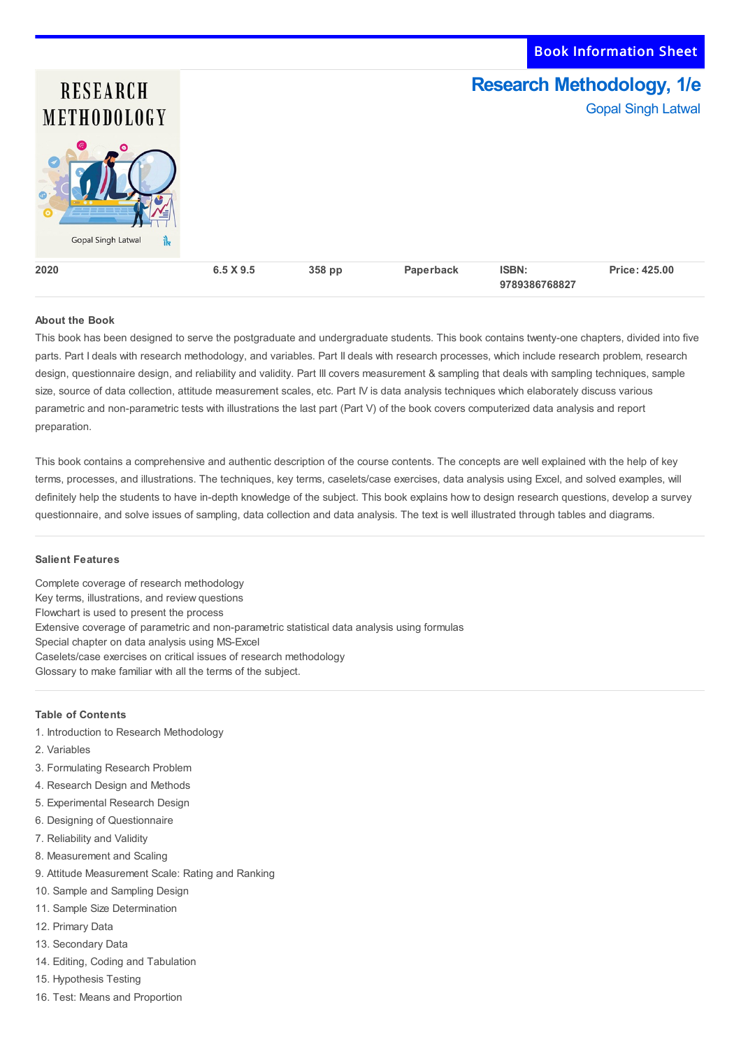Book Information Sheet

# Research Methodology, 1/e

Gopal Singh Latwal

| 2020 | 6.5 X 9.5 | 358 pp | Paperback | ISBN: 9789386768827 | Price: 425.00 |
|---|---|---|---|---|---|

### About the Book

This book has been designed to serve the postgraduate and undergraduate students. This book contains twenty-one chapters, divided into five parts. Part I deals with research methodology, and variables. Part II deals with research processes, which include research problem, research design, questionnaire design, and reliability and validity. Part III covers measurement & sampling that deals with sampling techniques, sample size, source of data collection, attitude measurement scales, etc. Part IV is data analysis techniques which elaborately discuss various parametric and non-parametric tests with illustrations the last part (Part V) of the book covers computerized data analysis and report preparation.

This book contains a comprehensive and authentic description of the course contents. The concepts are well explained with the help of key terms, processes, and illustrations. The techniques, key terms, caselets/case exercises, data analysis using Excel, and solved examples, will definitely help the students to have in-depth knowledge of the subject. This book explains how to design research questions, develop a survey questionnaire, and solve issues of sampling, data collection and data analysis. The text is well illustrated through tables and diagrams.

### Salient Features

Complete coverage of research methodology
Key terms, illustrations, and review questions
Flowchart is used to present the process
Extensive coverage of parametric and non-parametric statistical data analysis using formulas
Special chapter on data analysis using MS-Excel
Caselets/case exercises on critical issues of research methodology
Glossary to make familiar with all the terms of the subject.

### Table of Contents

1. Introduction to Research Methodology
2. Variables
3. Formulating Research Problem
4. Research Design and Methods
5. Experimental Research Design
6. Designing of Questionnaire
7. Reliability and Validity
8. Measurement and Scaling
9. Attitude Measurement Scale: Rating and Ranking
10. Sample and Sampling Design
11. Sample Size Determination
12. Primary Data
13. Secondary Data
14. Editing, Coding and Tabulation
15. Hypothesis Testing
16. Test: Means and Proportion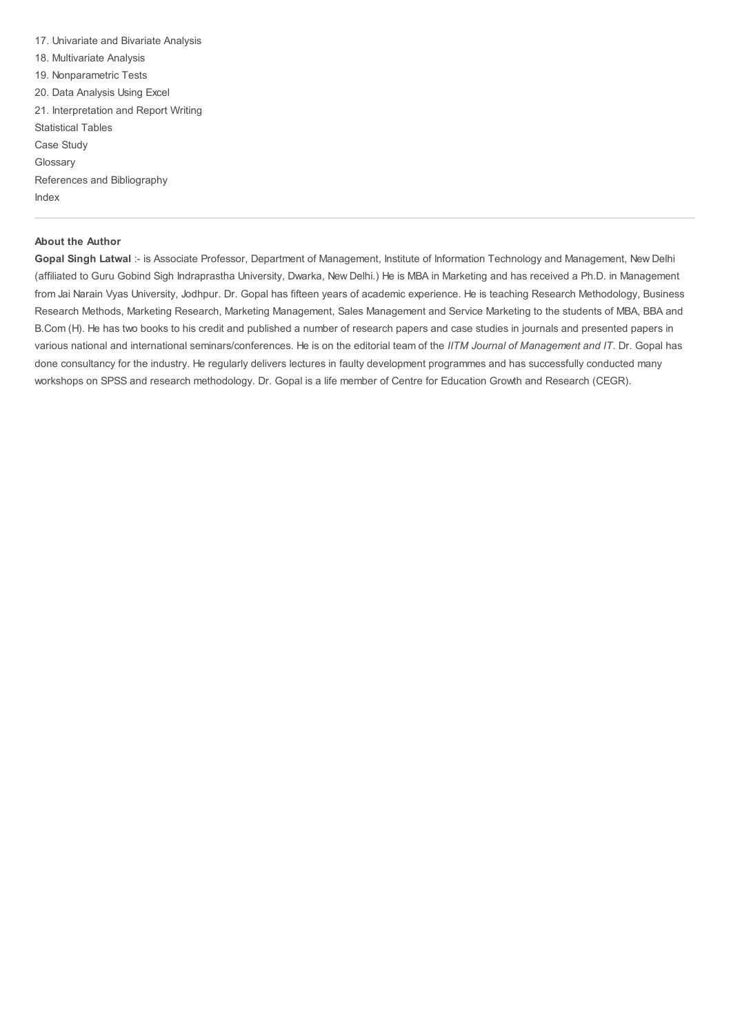17. Univariate and Bivariate Analysis
18. Multivariate Analysis
19. Nonparametric Tests
20. Data Analysis Using Excel
21. Interpretation and Report Writing

Statistical Tables
Case Study
Glossary
References and Bibliography
Index

---

**About the Author**

**Gopal Singh Latwal** :- is Associate Professor, Department of Management, Institute of Information Technology and Management, New Delhi (affiliated to Guru Gobind Sigh Indraprastha University, Dwarka, New Delhi.) He is MBA in Marketing and has received a Ph.D. in Management from Jai Narain Vyas University, Jodhpur. Dr. Gopal has fifteen years of academic experience. He is teaching Research Methodology, Business Research Methods, Marketing Research, Marketing Management, Sales Management and Service Marketing to the students of MBA, BBA and B.Com (H). He has two books to his credit and published a number of research papers and case studies in journals and presented papers in various national and international seminars/conferences. He is on the editorial team of the *IITM Journal of Management and IT*. Dr. Gopal has done consultancy for the industry. He regularly delivers lectures in faulty development programmes and has successfully conducted many workshops on SPSS and research methodology. Dr. Gopal is a life member of Centre for Education Growth and Research (CEGR).